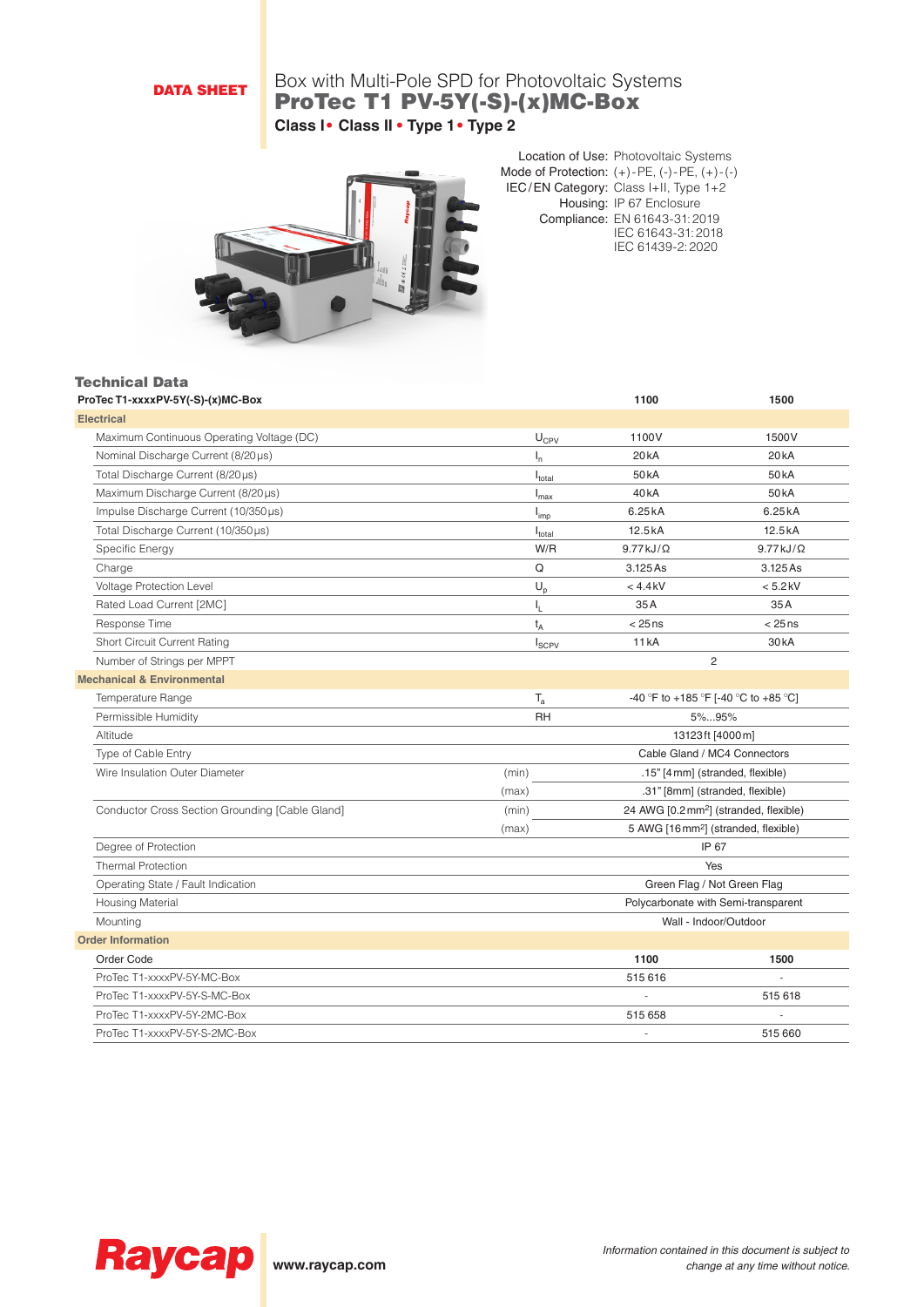DATA SHEET

# Box with Multi-Pole SPD for Photovoltaic Systems

## ProTec T1 PV-5Y(-S)-(x)MC-Box

**Class I • Class II • Type 1 • Type 2**

Location of Use: Photovoltaic Systems
Mode of Protection: (+)-PE, (-)-PE, (+)-(-)
IEC/EN Category: Class I+II, Type 1+2
Housing: IP 67 Enclosure
Compliance: EN 61643-31:2019
IEC 61643-31:2018
IEC 61439-2:2020

## Technical Data

| ProTec T1-xxxxPV-5Y(-S)-(x)MC-Box | | | 1100 | 1500 |
|---|---|---|---|---|
| **Electrical** | | | | |
| Maximum Continuous Operating Voltage (DC) | | $U_{CPV}$ | 1100V | 1500V |
| Nominal Discharge Current (8/20µs) | | $I_n$ | 20kA | 20kA |
| Total Discharge Current (8/20µs) | | $I_{total}$ | 50kA | 50kA |
| Maximum Discharge Current (8/20µs) | | $I_{max}$ | 40kA | 50kA |
| Impulse Discharge Current (10/350µs) | | $I_{imp}$ | 6.25kA | 6.25kA |
| Total Discharge Current (10/350µs) | | $I_{total}$ | 12.5kA | 12.5kA |
| Specific Energy | | W/R | 9.77kJ/Ω | 9.77kJ/Ω |
| Charge | | Q | 3.125As | 3.125As |
| Voltage Protection Level | | $U_p$ | < 4.4kV | < 5.2kV |
| Rated Load Current [2MC] | | $I_L$ | 35A | 35A |
| Response Time | | $t_A$ | < 25ns | < 25ns |
| Short Circuit Current Rating | | $I_{SCPV}$ | 11kA | 30kA |
| Number of Strings per MPPT | | | 2 | |
| **Mechanical & Environmental** | | | | |
| Temperature Range | | $T_a$ | -40 °F to +185 °F [-40 °C to +85 °C] | |
| Permissible Humidity | | RH | 5%...95% | |
| Altitude | | | 13123ft [4000m] | |
| Type of Cable Entry | | | Cable Gland / MC4 Connectors | |
| Wire Insulation Outer Diameter | (min) | | .15" [4mm] (stranded, flexible) | |
| | (max) | | .31" [8mm] (stranded, flexible) | |
| Conductor Cross Section Grounding [Cable Gland] | (min) | | 24 AWG [0.2mm²] (stranded, flexible) | |
| | (max) | | 5 AWG [16mm²] (stranded, flexible) | |
| Degree of Protection | | | IP 67 | |
| Thermal Protection | | | Yes | |
| Operating State / Fault Indication | | | Green Flag / Not Green Flag | |
| Housing Material | | | Polycarbonate with Semi-transparent | |
| Mounting | | | Wall - Indoor/Outdoor | |
| **Order Information** | | | | |
| Order Code | | | **1100** | **1500** |
| ProTec T1-xxxxPV-5Y-MC-Box | | | 515 616 | - |
| ProTec T1-xxxxPV-5Y-S-MC-Box | | | - | 515 618 |
| ProTec T1-xxxxPV-5Y-2MC-Box | | | 515 658 | - |
| ProTec T1-xxxxPV-5Y-S-2MC-Box | | | - | 515 660 |

Raycap www.raycap.com

*Information contained in this document is subject to change at any time without notice.*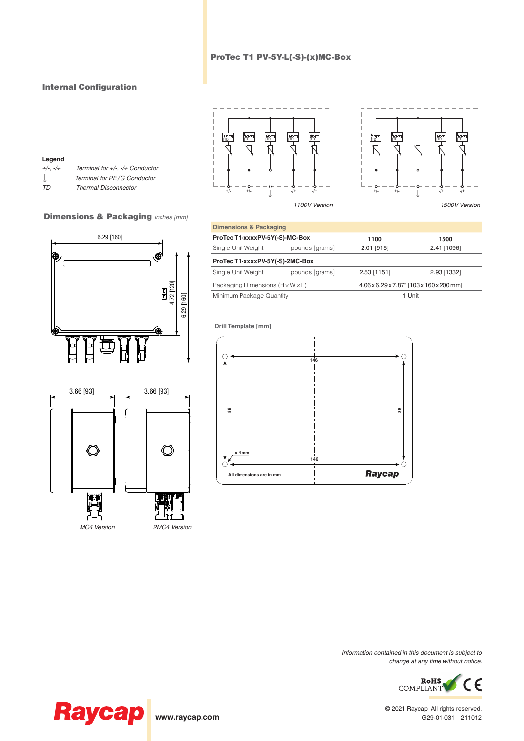## ProTec T1 PV-5Y-L(-S)-(x)MC-Box

### Internal Configuration

**Legend**

| | |
|---|---|
| +/-, -/+ | *Terminal for +/-, -/+ Conductor* |
| ⏚ | *Terminal for PE/G Conductor* |
| TD | *Thermal Disconnector* |

+/- +/- -/+ -/+

*1100V Version*

+/- +/- -/+ -/+

*1500V Version*

### Dimensions & Packaging *inches [mm]*

6.29 [160]

4.72 [120]

6.29 [160]

3.66 [93]

3.66 [93]

*MC4 Version*

*2MC4 Version*

| Dimensions & Packaging | | | |
|---|---|---|---|
| **ProTec T1-xxxxPV-5Y(-S)-MC-Box** | | **1100** | **1500** |
| Single Unit Weight | pounds [grams] | 2.01 [915] | 2.41 [1096] |
| **ProTec T1-xxxxPV-5Y(-S)-2MC-Box** | | | |
| Single Unit Weight | pounds [grams] | 2.53 [1151] | 2.93 [1332] |
| Packaging Dimensions (H x W x L) | | 4.06 x 6.29 x 7.87" [103 x 160 x 200 mm] | |
| Minimum Package Quantity | | 1 Unit | |

**Drill Template [mm]**

146

88

88

ø 4 mm

146

All dimensions are in mm

Raycap

*Information contained in this document is subject to change at any time without notice.*

RoHS COMPLIANT

© 2021 Raycap All rights reserved.
G29-01-031 211012

Raycap www.raycap.com